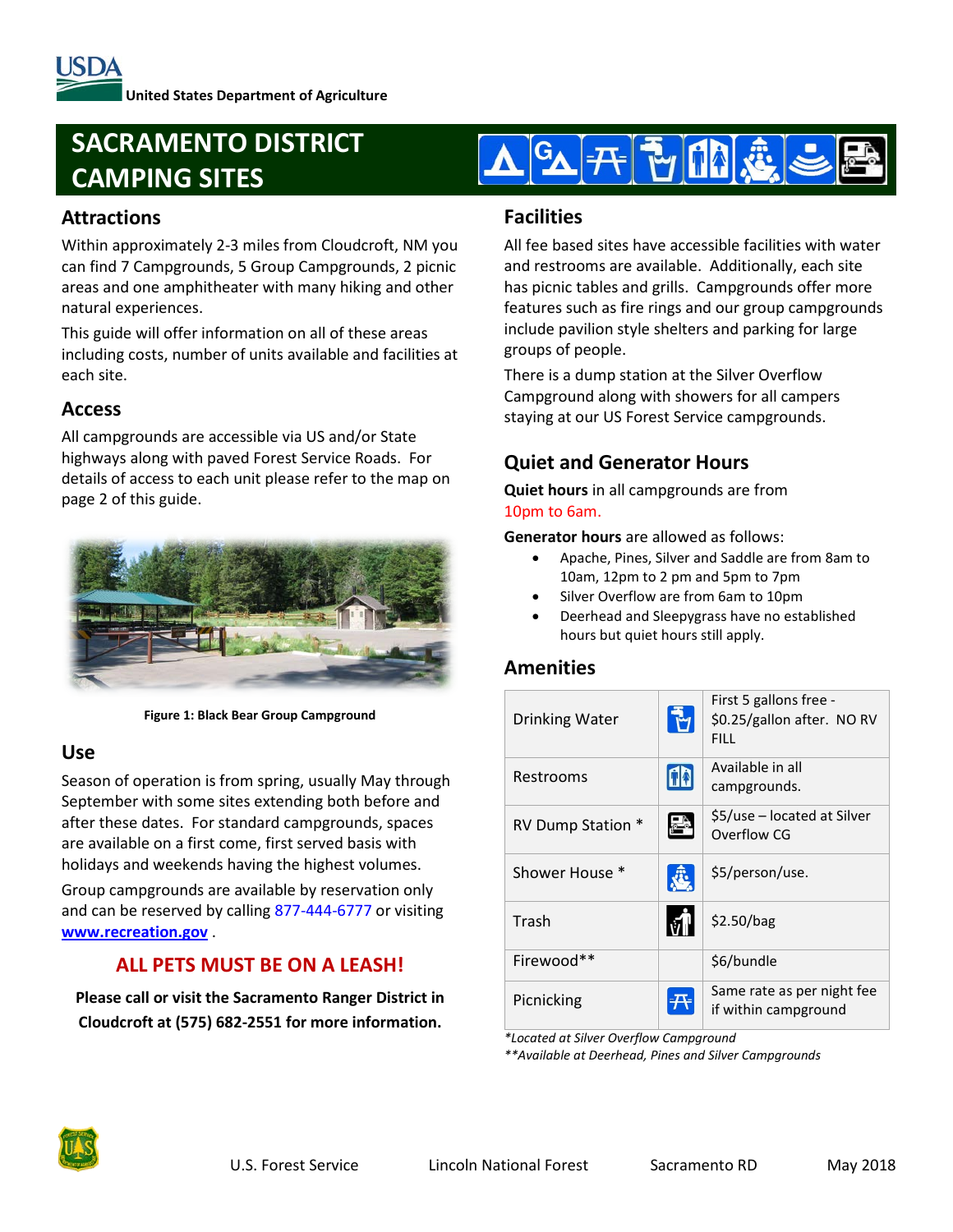United States Department of Agriculture

# SACRAMENTO DISTRICT CAMPING SITES

## Attractions

Within approximately 2-3 miles from Cloudcroft, NM you can find 7 Campgrounds, 5 Group Campgrounds, 2 picnic areas and one amphitheater with many hiking and other natural experiences.

This guide will offer information on all of these areas including costs, number of units available and facilities at each site.

## Access

All campgrounds are accessible via US and/or State highways along with paved Forest Service Roads. For details of access to each unit please refer to the map on page 2 of this guide.

**Figure 1: Black Bear Group Campground**

## Use

Season of operation is from spring, usually May through September with some sites extending both before and after these dates. For standard campgrounds, spaces are available on a first come, first served basis with holidays and weekends having the highest volumes.

Group campgrounds are available by reservation only and can be reserved by calling 877-444-6777 or visiting **www.recreation.gov** .

**ALL PETS MUST BE ON A LEASH!**

**Please call or visit the Sacramento Ranger District in Cloudcroft at (575) 682-2551 for more information.**

## Facilities

All fee based sites have accessible facilities with water and restrooms are available. Additionally, each site has picnic tables and grills. Campgrounds offer more features such as fire rings and our group campgrounds include pavilion style shelters and parking for large groups of people.

There is a dump station at the Silver Overflow Campground along with showers for all campers staying at our US Forest Service campgrounds.

## Quiet and Generator Hours

**Quiet hours** in all campgrounds are from 10pm to 6am.

**Generator hours** are allowed as follows:

- Apache, Pines, Silver and Saddle are from 8am to 10am, 12pm to 2 pm and 5pm to 7pm
- Silver Overflow are from 6am to 10pm
- Deerhead and Sleepygrass have no established hours but quiet hours still apply.

## Amenities

| Amenity | | Details |
|---|---|---|
| Drinking Water | | First 5 gallons free - $0.25/gallon after. NO RV FILL |
| Restrooms | | Available in all campgrounds. |
| RV Dump Station * | | $5/use – located at Silver Overflow CG |
| Shower House * | | $5/person/use. |
| Trash | | $2.50/bag |
| Firewood** | | $6/bundle |
| Picnicking | | Same rate as per night fee if within campground |

*\*Located at Silver Overflow Campground*
*\*\*Available at Deerhead, Pines and Silver Campgrounds*

U.S. Forest Service Lincoln National Forest Sacramento RD May 2018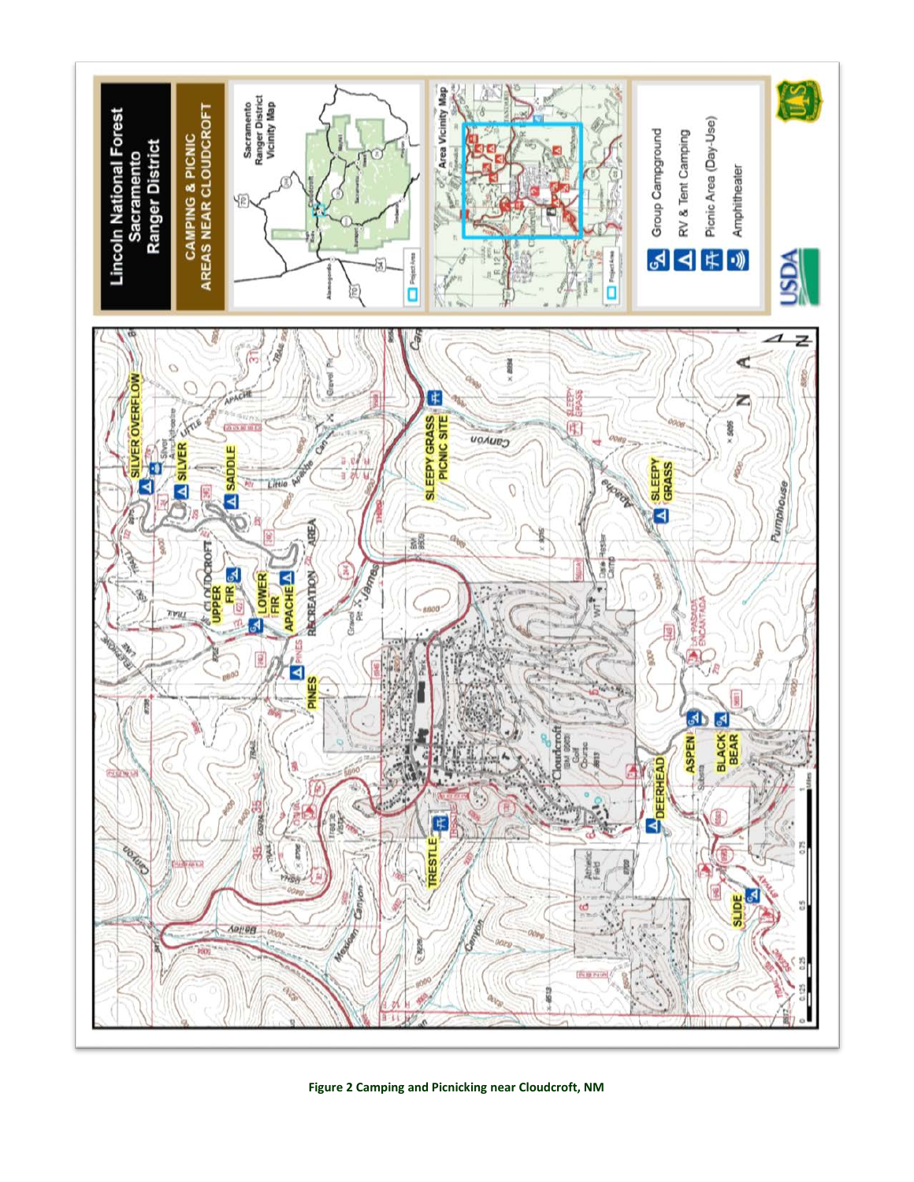Figure 2 Camping and Picnicking near Cloudcroft, NM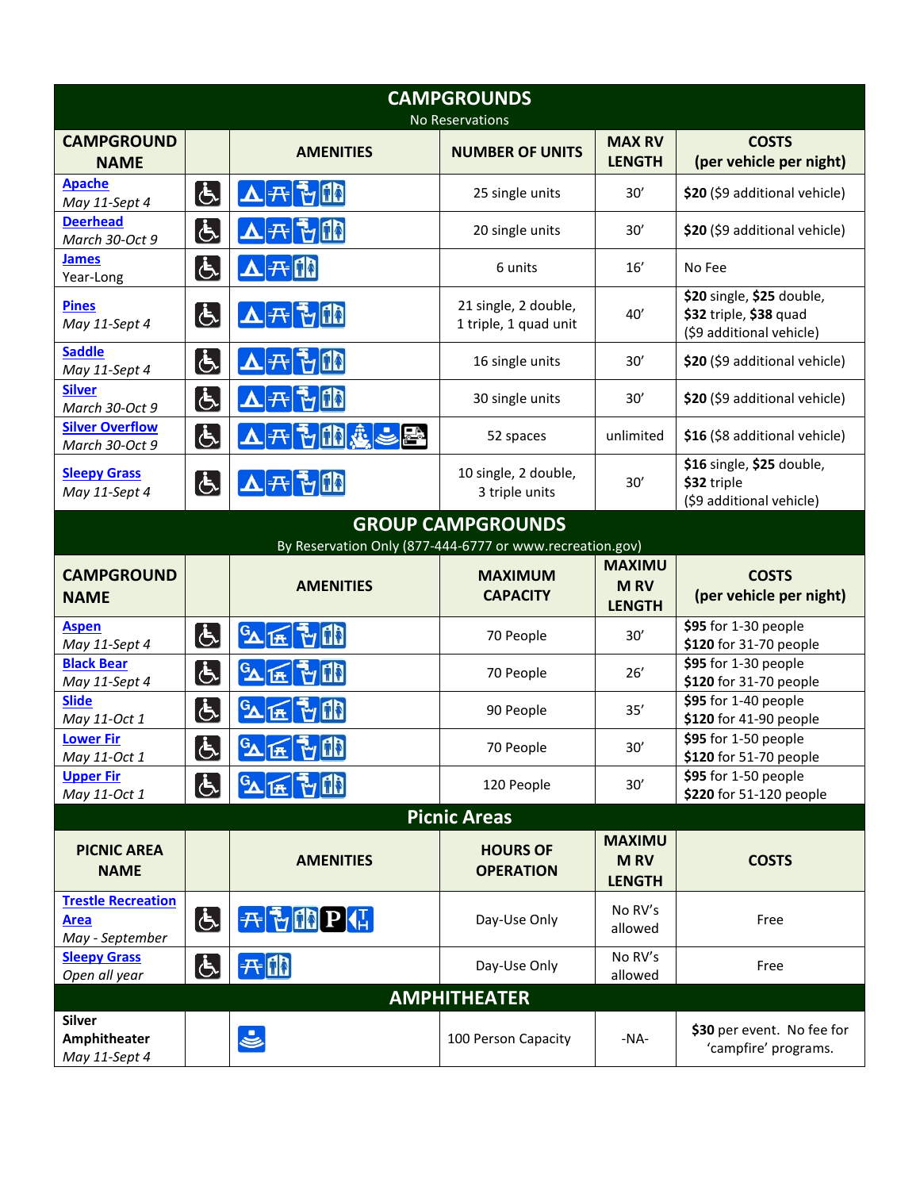## CAMPGROUNDS

No Reservations

| CAMPGROUND NAME | | AMENITIES | NUMBER OF UNITS | MAX RV LENGTH | COSTS (per vehicle per night) |
|---|---|---|---|---|---|
| Apache *May 11-Sept 4* | | | 25 single units | 30’ | **$20** ($9 additional vehicle) |
| Deerhead *March 30-Oct 9* | | | 20 single units | 30’ | **$20** ($9 additional vehicle) |
| James Year-Long | | | 6 units | 16’ | No Fee |
| Pines *May 11-Sept 4* | | | 21 single, 2 double, 1 triple, 1 quad unit | 40’ | **$20** single, **$25** double, **$32** triple, **$38** quad ($9 additional vehicle) |
| Saddle *May 11-Sept 4* | | | 16 single units | 30’ | **$20** ($9 additional vehicle) |
| Silver *March 30-Oct 9* | | | 30 single units | 30’ | **$20** ($9 additional vehicle) |
| Silver Overflow *March 30-Oct 9* | | | 52 spaces | unlimited | **$16** ($8 additional vehicle) |
| Sleepy Grass *May 11-Sept 4* | | | 10 single, 2 double, 3 triple units | 30’ | **$16** single, **$25** double, **$32** triple ($9 additional vehicle) |

## GROUP CAMPGROUNDS

By Reservation Only (877-444-6777 or www.recreation.gov)

| CAMPGROUND NAME | | AMENITIES | MAXIMUM CAPACITY | MAXIMUM RV LENGTH | COSTS (per vehicle per night) |
|---|---|---|---|---|---|
| Aspen *May 11-Sept 4* | | | 70 People | 30’ | **$95** for 1-30 people **$120** for 31-70 people |
| Black Bear *May 11-Sept 4* | | | 70 People | 26’ | **$95** for 1-30 people **$120** for 31-70 people |
| Slide *May 11-Oct 1* | | | 90 People | 35’ | **$95** for 1-40 people **$120** for 41-90 people |
| Lower Fir *May 11-Oct 1* | | | 70 People | 30’ | **$95** for 1-50 people **$120** for 51-70 people |
| Upper Fir *May 11-Oct 1* | | | 120 People | 30’ | **$95** for 1-50 people **$220** for 51-120 people |

## Picnic Areas

| PICNIC AREA NAME | | AMENITIES | HOURS OF OPERATION | MAXIMUM RV LENGTH | COSTS |
|---|---|---|---|---|---|
| Trestle Recreation Area *May - September* | | | Day-Use Only | No RV’s allowed | Free |
| Sleepy Grass *Open all year* | | | Day-Use Only | No RV’s allowed | Free |

## AMPHITHEATER

| | | | | | |
|---|---|---|---|---|---|
| **Silver Amphitheater** *May 11-Sept 4* | | | 100 Person Capacity | -NA- | **$30** per event. No fee for ‘campfire’ programs. |